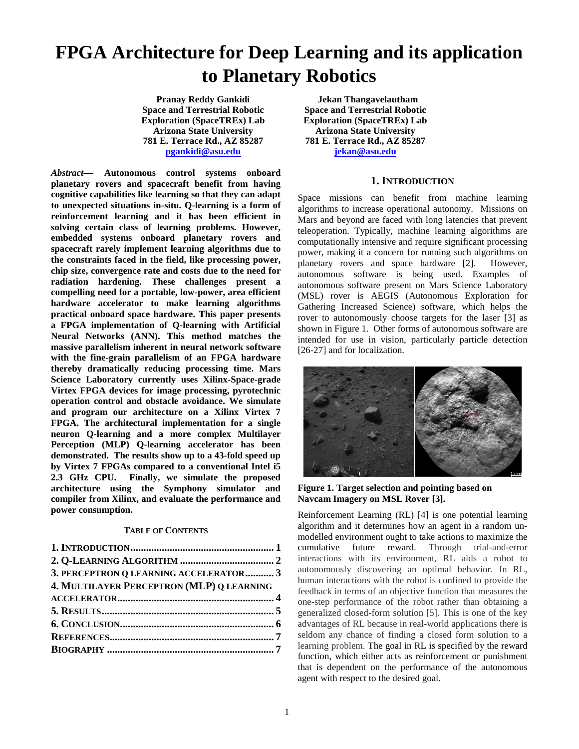# FPGA Architecture for Deep Learning and its application to Planetary Robotics

**Pranay Reddy Gankidi**
**Space and Terrestrial Robotic Exploration (SpaceTREx) Lab**
**Arizona State University**
**781 E. Terrace Rd., AZ 85287**
**pgankidi@asu.edu**

**Jekan Thangavelautham**
**Space and Terrestrial Robotic Exploration (SpaceTREx) Lab**
**Arizona State University**
**781 E. Terrace Rd., AZ 85287**
**jekan@asu.edu**

***Abstract*— Autonomous control systems onboard planetary rovers and spacecraft benefit from having cognitive capabilities like learning so that they can adapt to unexpected situations in-situ. Q-learning is a form of reinforcement learning and it has been efficient in solving certain class of learning problems. However, embedded systems onboard planetary rovers and spacecraft rarely implement learning algorithms due to the constraints faced in the field, like processing power, chip size, convergence rate and costs due to the need for radiation hardening. These challenges present a compelling need for a portable, low-power, area efficient hardware accelerator to make learning algorithms practical onboard space hardware. This paper presents a FPGA implementation of Q-learning with Artificial Neural Networks (ANN). This method matches the massive parallelism inherent in neural network software with the fine-grain parallelism of an FPGA hardware thereby dramatically reducing processing time. Mars Science Laboratory currently uses Xilinx-Space-grade Virtex FPGA devices for image processing, pyrotechnic operation control and obstacle avoidance. We simulate and program our architecture on a Xilinx Virtex 7 FPGA. The architectural implementation for a single neuron Q-learning and a more complex Multilayer Perception (MLP) Q-learning accelerator has been demonstrated. The results show up to a 43-fold speed up by Virtex 7 FPGAs compared to a conventional Intel i5 2.3 GHz CPU. Finally, we simulate the proposed architecture using the Symphony simulator and compiler from Xilinx, and evaluate the performance and power consumption.**

**TABLE OF CONTENTS**

**1. INTRODUCTION ....... 1**
**2. Q-LEARNING ALGORITHM ....... 2**
**3. PERCEPTRON Q LEARNING ACCELERATOR ....... 3**
**4. MULTILAYER PERCEPTRON (MLP) Q LEARNING ACCELERATOR ....... 4**
**5. RESULTS ....... 5**
**6. CONCLUSION ....... 6**
**REFERENCES ....... 7**
**BIOGRAPHY ....... 7**

## 1. INTRODUCTION

Space missions can benefit from machine learning algorithms to increase operational autonomy. Missions on Mars and beyond are faced with long latencies that prevent teleoperation. Typically, machine learning algorithms are computationally intensive and require significant processing power, making it a concern for running such algorithms on planetary rovers and space hardware [2]. However, autonomous software is being used. Examples of autonomous software present on Mars Science Laboratory (MSL) rover is AEGIS (Autonomous Exploration for Gathering Increased Science) software, which helps the rover to autonomously choose targets for the laser [3] as shown in Figure 1. Other forms of autonomous software are intended for use in vision, particularly particle detection [26-27] and for localization.

**Figure 1. Target selection and pointing based on Navcam Imagery on MSL Rover [3].**

Reinforcement Learning (RL) [4] is one potential learning algorithm and it determines how an agent in a random un-modelled environment ought to take actions to maximize the cumulative future reward. Through trial-and-error interactions with its environment, RL aids a robot to autonomously discovering an optimal behavior. In RL, human interactions with the robot is confined to provide the feedback in terms of an objective function that measures the one-step performance of the robot rather than obtaining a generalized closed-form solution [5]. This is one of the key advantages of RL because in real-world applications there is seldom any chance of finding a closed form solution to a learning problem. The goal in RL is specified by the reward function, which either acts as reinforcement or punishment that is dependent on the performance of the autonomous agent with respect to the desired goal.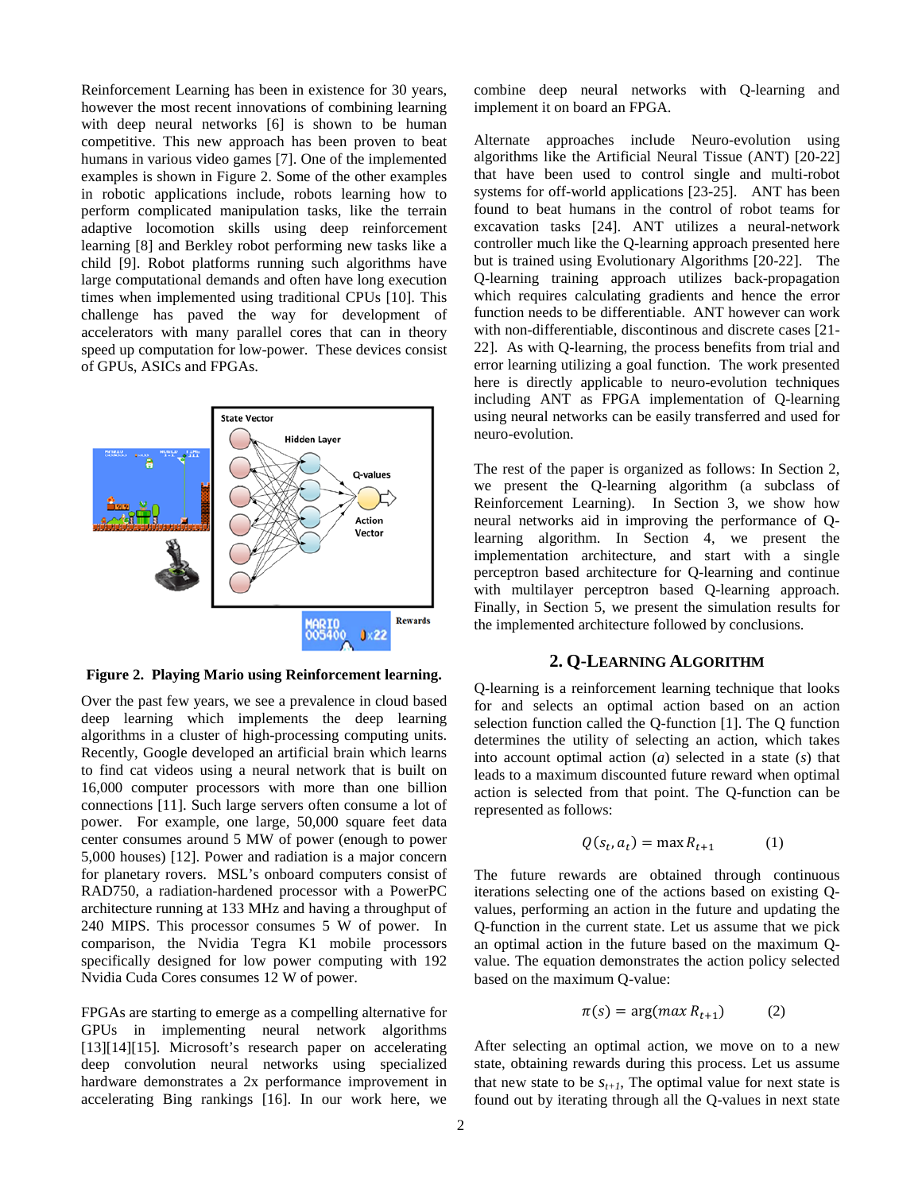Reinforcement Learning has been in existence for 30 years, however the most recent innovations of combining learning with deep neural networks [6] is shown to be human competitive. This new approach has been proven to beat humans in various video games [7]. One of the implemented examples is shown in Figure 2. Some of the other examples in robotic applications include, robots learning how to perform complicated manipulation tasks, like the terrain adaptive locomotion skills using deep reinforcement learning [8] and Berkley robot performing new tasks like a child [9]. Robot platforms running such algorithms have large computational demands and often have long execution times when implemented using traditional CPUs [10]. This challenge has paved the way for development of accelerators with many parallel cores that can in theory speed up computation for low-power. These devices consist of GPUs, ASICs and FPGAs.

**Figure 2. Playing Mario using Reinforcement learning.**

Over the past few years, we see a prevalence in cloud based deep learning which implements the deep learning algorithms in a cluster of high-processing computing units. Recently, Google developed an artificial brain which learns to find cat videos using a neural network that is built on 16,000 computer processors with more than one billion connections [11]. Such large servers often consume a lot of power. For example, one large, 50,000 square feet data center consumes around 5 MW of power (enough to power 5,000 houses) [12]. Power and radiation is a major concern for planetary rovers. MSL's onboard computers consist of RAD750, a radiation-hardened processor with a PowerPC architecture running at 133 MHz and having a throughput of 240 MIPS. This processor consumes 5 W of power. In comparison, the Nvidia Tegra K1 mobile processors specifically designed for low power computing with 192 Nvidia Cuda Cores consumes 12 W of power.

FPGAs are starting to emerge as a compelling alternative for GPUs in implementing neural network algorithms [13][14][15]. Microsoft's research paper on accelerating deep convolution neural networks using specialized hardware demonstrates a 2x performance improvement in accelerating Bing rankings [16]. In our work here, we combine deep neural networks with Q-learning and implement it on board an FPGA.

Alternate approaches include Neuro-evolution using algorithms like the Artificial Neural Tissue (ANT) [20-22] that have been used to control single and multi-robot systems for off-world applications [23-25]. ANT has been found to beat humans in the control of robot teams for excavation tasks [24]. ANT utilizes a neural-network controller much like the Q-learning approach presented here but is trained using Evolutionary Algorithms [20-22]. The Q-learning training approach utilizes back-propagation which requires calculating gradients and hence the error function needs to be differentiable. ANT however can work with non-differentiable, discontinous and discrete cases [21-22]. As with Q-learning, the process benefits from trial and error learning utilizing a goal function. The work presented here is directly applicable to neuro-evolution techniques including ANT as FPGA implementation of Q-learning using neural networks can be easily transferred and used for neuro-evolution.

The rest of the paper is organized as follows: In Section 2, we present the Q-learning algorithm (a subclass of Reinforcement Learning). In Section 3, we show how neural networks aid in improving the performance of Q-learning algorithm. In Section 4, we present the implementation architecture, and start with a single perceptron based architecture for Q-learning and continue with multilayer perceptron based Q-learning approach. Finally, in Section 5, we present the simulation results for the implemented architecture followed by conclusions.

## 2. Q-LEARNING ALGORITHM

Q-learning is a reinforcement learning technique that looks for and selects an optimal action based on an action selection function called the Q-function [1]. The Q function determines the utility of selecting an action, which takes into account optimal action ($a$) selected in a state ($s$) that leads to a maximum discounted future reward when optimal action is selected from that point. The Q-function can be represented as follows:

$$Q(s_t, a_t) = \max R_{t+1} \qquad (1)$$

The future rewards are obtained through continuous iterations selecting one of the actions based on existing Q-values, performing an action in the future and updating the Q-function in the current state. Let us assume that we pick an optimal action in the future based on the maximum Q-value. The equation demonstrates the action policy selected based on the maximum Q-value:

$$\pi(s) = \arg(max\, R_{t+1}) \qquad (2)$$

After selecting an optimal action, we move on to a new state, obtaining rewards during this process. Let us assume that new state to be $s_{t+1}$, The optimal value for next state is found out by iterating through all the Q-values in next state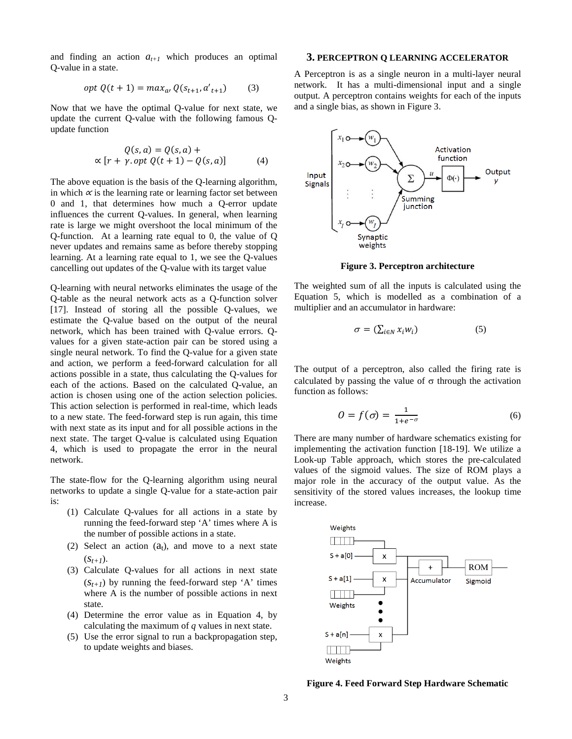and finding an action $a_{t+1}$ which produces an optimal Q-value in a state.

$$opt\ Q(t+1) = max_{a'} Q(s_{t+1}, a'_{t+1}) \qquad (3)$$

Now that we have the optimal Q-value for next state, we update the current Q-value with the following famous Q-update function

$$Q(s,a) = Q(s,a) + \propto [r + \gamma . opt\ Q(t+1) - Q(s,a)] \qquad (4)$$

The above equation is the basis of the Q-learning algorithm, in which $\propto$ is the learning rate or learning factor set between 0 and 1, that determines how much a Q-error update influences the current Q-values. In general, when learning rate is large we might overshoot the local minimum of the Q-function. At a learning rate equal to 0, the value of Q never updates and remains same as before thereby stopping learning. At a learning rate equal to 1, we see the Q-values cancelling out updates of the Q-value with its target value

Q-learning with neural networks eliminates the usage of the Q-table as the neural network acts as a Q-function solver [17]. Instead of storing all the possible Q-values, we estimate the Q-value based on the output of the neural network, which has been trained with Q-value errors. Q-values for a given state-action pair can be stored using a single neural network. To find the Q-value for a given state and action, we perform a feed-forward calculation for all actions possible in a state, thus calculating the Q-values for each of the actions. Based on the calculated Q-value, an action is chosen using one of the action selection policies. This action selection is performed in real-time, which leads to a new state. The feed-forward step is run again, this time with next state as its input and for all possible actions in the next state. The target Q-value is calculated using Equation 4, which is used to propagate the error in the neural network.

The state-flow for the Q-learning algorithm using neural networks to update a single Q-value for a state-action pair is:

(1) Calculate Q-values for all actions in a state by running the feed-forward step 'A' times where A is the number of possible actions in a state.
(2) Select an action ($a_t$), and move to a next state ($S_{t+1}$).
(3) Calculate Q-values for all actions in next state ($S_{t+1}$) by running the feed-forward step 'A' times where A is the number of possible actions in next state.
(4) Determine the error value as in Equation 4, by calculating the maximum of $q$ values in next state.
(5) Use the error signal to run a backpropagation step, to update weights and biases.

## 3. PERCEPTRON Q LEARNING ACCELERATOR

A Perceptron is as a single neuron in a multi-layer neural network. It has a multi-dimensional input and a single output. A perceptron contains weights for each of the inputs and a single bias, as shown in Figure 3.

**Figure 3. Perceptron architecture**

The weighted sum of all the inputs is calculated using the Equation 5, which is modelled as a combination of a multiplier and an accumulator in hardware:

$$\sigma = (\textstyle\sum_{i \in N} x_i w_i) \qquad (5)$$

The output of a perceptron, also called the firing rate is calculated by passing the value of $\sigma$ through the activation function as follows:

$$O = f(\sigma) = \frac{1}{1+e^{-\sigma}} \qquad (6)$$

There are many number of hardware schematics existing for implementing the activation function [18-19]. We utilize a Look-up Table approach, which stores the pre-calculated values of the sigmoid values. The size of ROM plays a major role in the accuracy of the output value. As the sensitivity of the stored values increases, the lookup time increase.

**Figure 4. Feed Forward Step Hardware Schematic**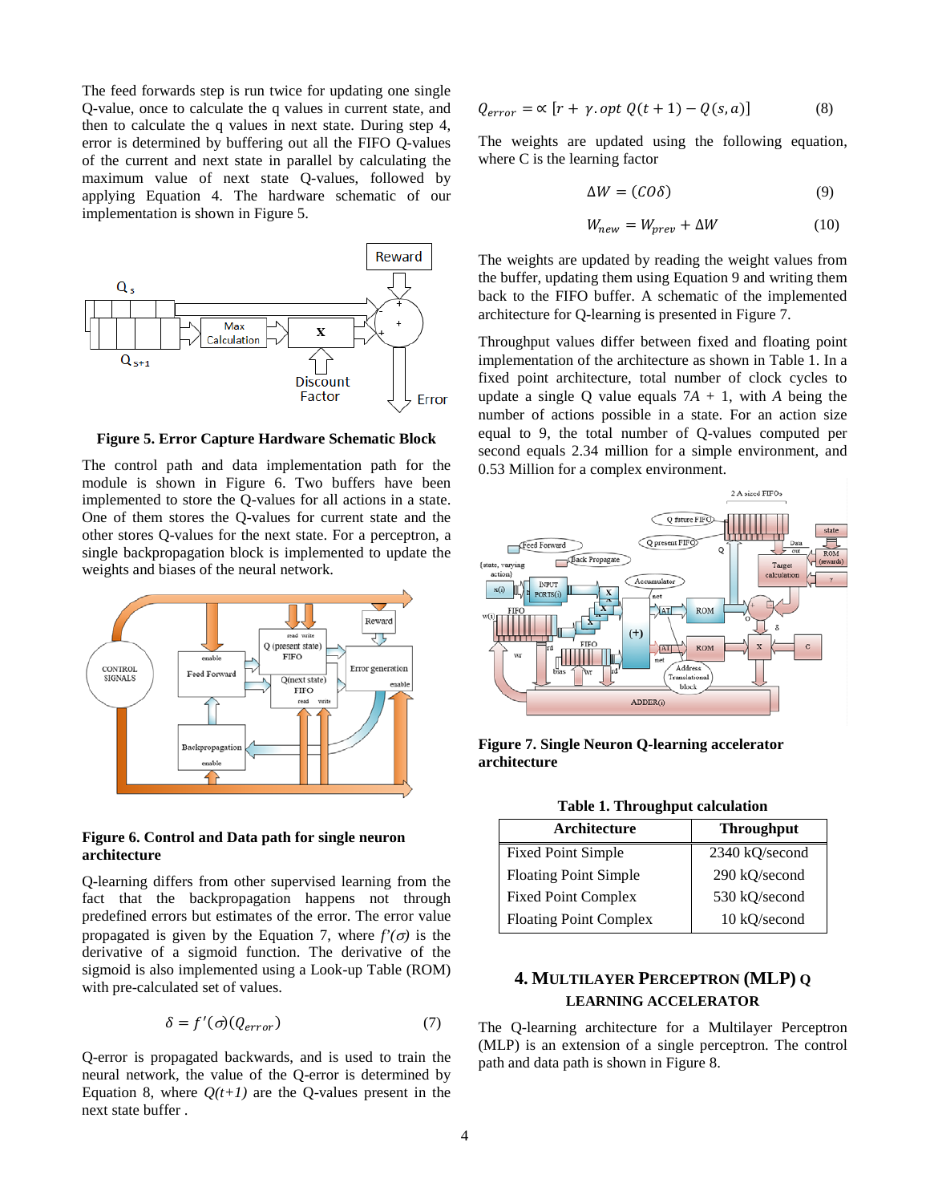The feed forwards step is run twice for updating one single Q-value, once to calculate the q values in current state, and then to calculate the q values in next state. During step 4, error is determined by buffering out all the FIFO Q-values of the current and next state in parallel by calculating the maximum value of next state Q-values, followed by applying Equation 4. The hardware schematic of our implementation is shown in Figure 5.

**Figure 5. Error Capture Hardware Schematic Block**

The control path and data implementation path for the module is shown in Figure 6. Two buffers have been implemented to store the Q-values for all actions in a state. One of them stores the Q-values for current state and the other stores Q-values for the next state. For a perceptron, a single backpropagation block is implemented to update the weights and biases of the neural network.

**Figure 6. Control and Data path for single neuron architecture**

Q-learning differs from other supervised learning from the fact that the backpropagation happens not through predefined errors but estimates of the error. The error value propagated is given by the Equation 7, where $f'(\sigma)$ is the derivative of a sigmoid function. The derivative of the sigmoid is also implemented using a Look-up Table (ROM) with pre-calculated set of values.

$$\delta = f'(\sigma)(Q_{error}) \tag{7}$$

Q-error is propagated backwards, and is used to train the neural network, the value of the Q-error is determined by Equation 8, where $Q(t+1)$ are the Q-values present in the next state buffer .

$$Q_{error} = \propto [r + \gamma . opt\ Q(t+1) - Q(s,a)] \tag{8}$$

The weights are updated using the following equation, where C is the learning factor

$$\Delta W = (CO\delta) \tag{9}$$

$$W_{new} = W_{prev} + \Delta W \tag{10}$$

The weights are updated by reading the weight values from the buffer, updating them using Equation 9 and writing them back to the FIFO buffer. A schematic of the implemented architecture for Q-learning is presented in Figure 7.

Throughput values differ between fixed and floating point implementation of the architecture as shown in Table 1. In a fixed point architecture, total number of clock cycles to update a single Q value equals $7A + 1$, with $A$ being the number of actions possible in a state. For an action size equal to 9, the total number of Q-values computed per second equals 2.34 million for a simple environment, and 0.53 Million for a complex environment.

**Figure 7. Single Neuron Q-learning accelerator architecture**

**Table 1. Throughput calculation**

| Architecture | Throughput |
|---|---|
| Fixed Point Simple | 2340 kQ/second |
| Floating Point Simple | 290 kQ/second |
| Fixed Point Complex | 530 kQ/second |
| Floating Point Complex | 10 kQ/second |

## 4. MULTILAYER PERCEPTRON (MLP) Q LEARNING ACCELERATOR

The Q-learning architecture for a Multilayer Perceptron (MLP) is an extension of a single perceptron. The control path and data path is shown in Figure 8.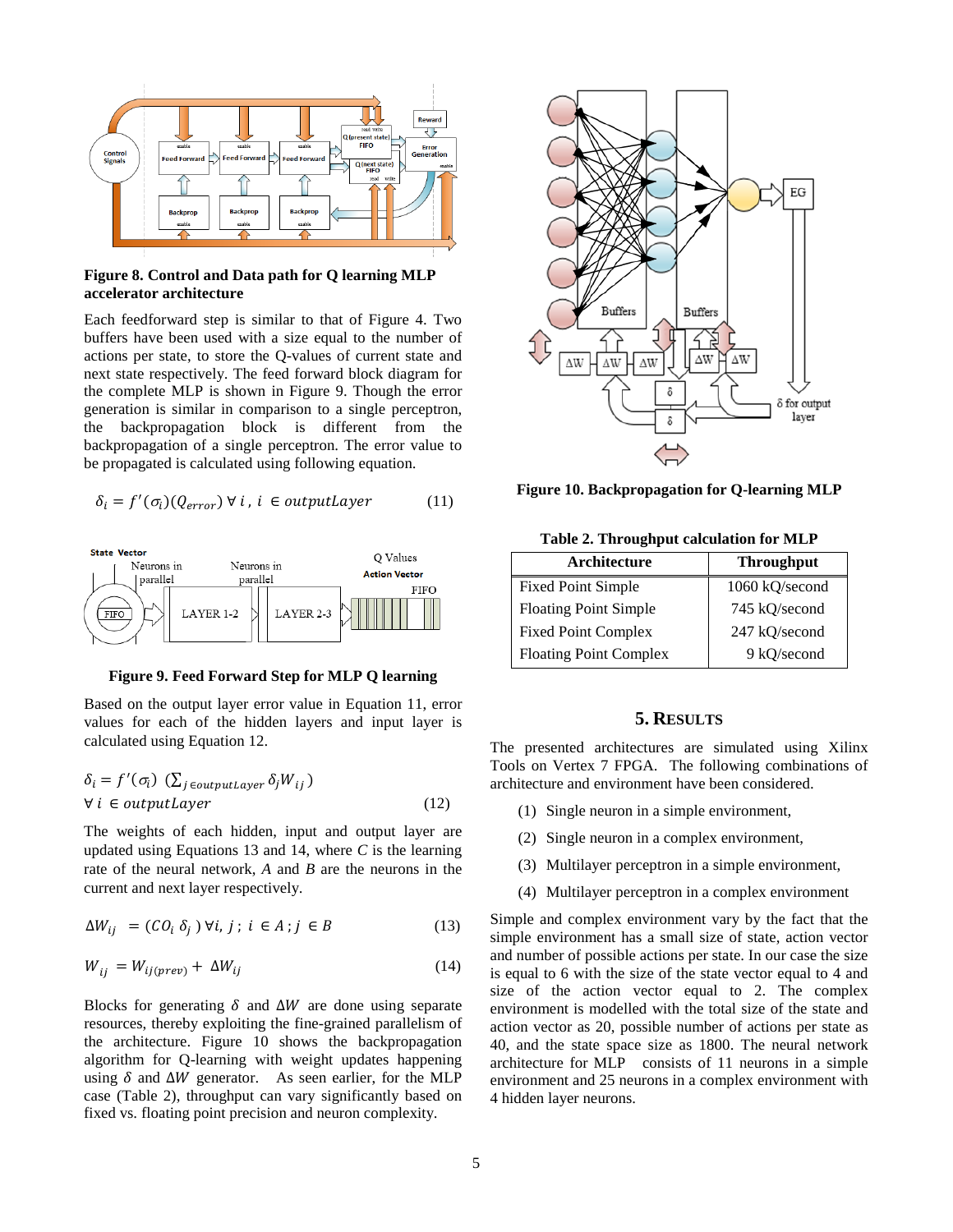**Figure 8. Control and Data path for Q learning MLP accelerator architecture**

Each feedforward step is similar to that of Figure 4. Two buffers have been used with a size equal to the number of actions per state, to store the Q-values of current state and next state respectively. The feed forward block diagram for the complete MLP is shown in Figure 9. Though the error generation is similar in comparison to a single perceptron, the backpropagation block is different from the backpropagation of a single perceptron. The error value to be propagated is calculated using following equation.

$$\delta_i = f'(\sigma_i)(Q_{error}) \; \forall \; i \,, \; i \; \in outputLayer \qquad (11)$$

**Figure 9. Feed Forward Step for MLP Q learning**

Based on the output layer error value in Equation 11, error values for each of the hidden layers and input layer is calculated using Equation 12.

$$\delta_i = f'(\sigma_i) \; (\textstyle\sum_{j \in outputLayer} \delta_j W_{ij}) \\ \forall \; i \; \in outputLayer \qquad (12)$$

The weights of each hidden, input and output layer are updated using Equations 13 and 14, where *C* is the learning rate of the neural network, *A* and *B* are the neurons in the current and next layer respectively.

$$\Delta W_{ij} \; = (CO_i \; \delta_j \,) \; \forall i, \, j \, ; \; i \; \in A \, ; j \; \in B \qquad (13)$$

$$W_{ij} \; = W_{ij(prev)} + \; \Delta W_{ij} \qquad (14)$$

Blocks for generating $\delta$ and $\Delta W$ are done using separate resources, thereby exploiting the fine-grained parallelism of the architecture. Figure 10 shows the backpropagation algorithm for Q-learning with weight updates happening using $\delta$ and $\Delta W$ generator. As seen earlier, for the MLP case (Table 2), throughput can vary significantly based on fixed vs. floating point precision and neuron complexity.

**Figure 10. Backpropagation for Q-learning MLP**

**Table 2. Throughput calculation for MLP**

| Architecture | Throughput |
|---|---|
| Fixed Point Simple | 1060 kQ/second |
| Floating Point Simple | 745 kQ/second |
| Fixed Point Complex | 247 kQ/second |
| Floating Point Complex | 9 kQ/second |

## 5. RESULTS

The presented architectures are simulated using Xilinx Tools on Vertex 7 FPGA. The following combinations of architecture and environment have been considered.

(1) Single neuron in a simple environment,

(2) Single neuron in a complex environment,

(3) Multilayer perceptron in a simple environment,

(4) Multilayer perceptron in a complex environment

Simple and complex environment vary by the fact that the simple environment has a small size of state, action vector and number of possible actions per state. In our case the size is equal to 6 with the size of the state vector equal to 4 and size of the action vector equal to 2. The complex environment is modelled with the total size of the state and action vector as 20, possible number of actions per state as 40, and the state space size as 1800. The neural network architecture for MLP consists of 11 neurons in a simple environment and 25 neurons in a complex environment with 4 hidden layer neurons.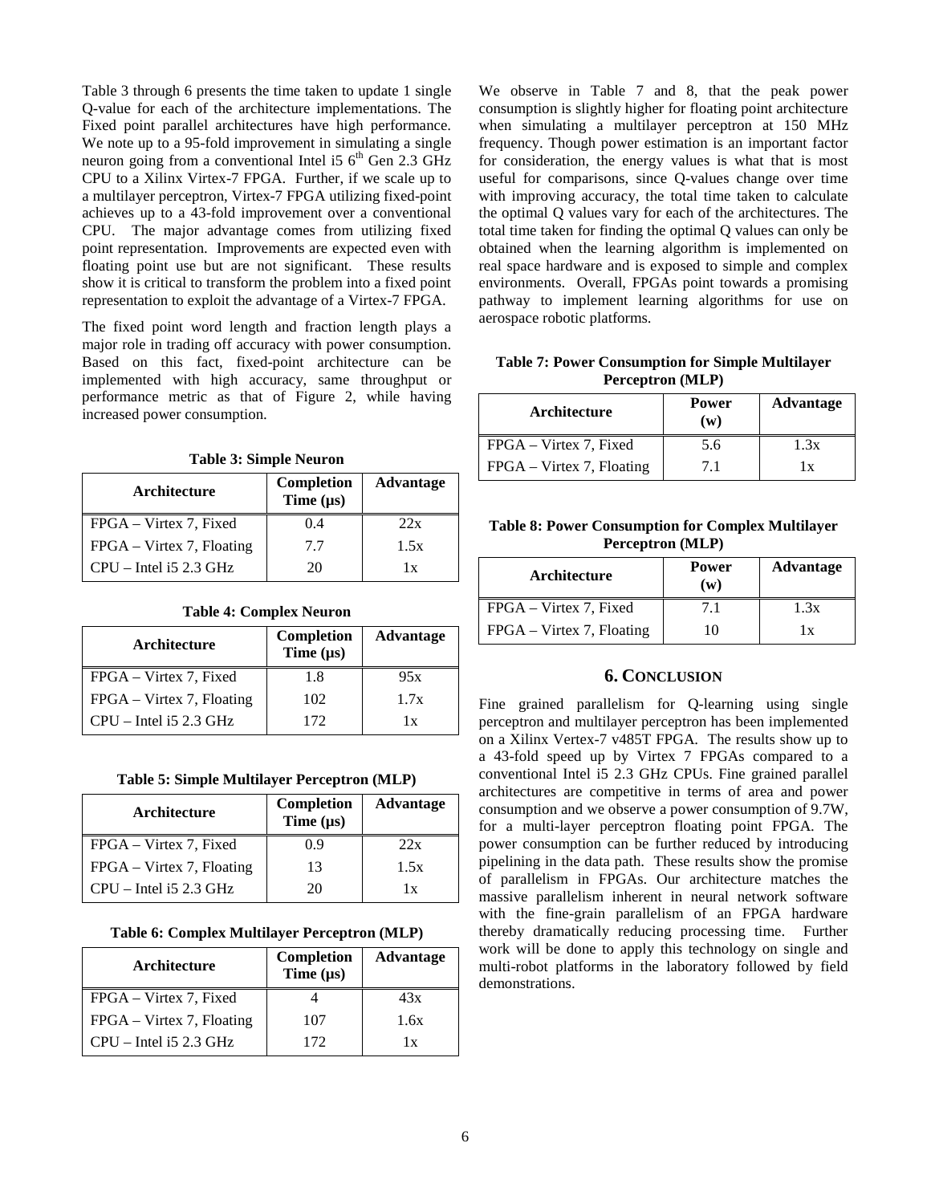Table 3 through 6 presents the time taken to update 1 single Q-value for each of the architecture implementations. The Fixed point parallel architectures have high performance. We note up to a 95-fold improvement in simulating a single neuron going from a conventional Intel i5 $6^{th}$ Gen 2.3 GHz CPU to a Xilinx Virtex-7 FPGA. Further, if we scale up to a multilayer perceptron, Virtex-7 FPGA utilizing fixed-point achieves up to a 43-fold improvement over a conventional CPU. The major advantage comes from utilizing fixed point representation. Improvements are expected even with floating point use but are not significant. These results show it is critical to transform the problem into a fixed point representation to exploit the advantage of a Virtex-7 FPGA.

The fixed point word length and fraction length plays a major role in trading off accuracy with power consumption. Based on this fact, fixed-point architecture can be implemented with high accuracy, same throughput or performance metric as that of Figure 2, while having increased power consumption.

**Table 3: Simple Neuron**

| Architecture | Completion Time (μs) | Advantage |
|---|---|---|
| FPGA – Virtex 7, Fixed | 0.4 | 22x |
| FPGA – Virtex 7, Floating | 7.7 | 1.5x |
| CPU – Intel i5 2.3 GHz | 20 | 1x |

**Table 4: Complex Neuron**

| Architecture | Completion Time (μs) | Advantage |
|---|---|---|
| FPGA – Virtex 7, Fixed | 1.8 | 95x |
| FPGA – Virtex 7, Floating | 102 | 1.7x |
| CPU – Intel i5 2.3 GHz | 172 | 1x |

**Table 5: Simple Multilayer Perceptron (MLP)**

| Architecture | Completion Time (μs) | Advantage |
|---|---|---|
| FPGA – Virtex 7, Fixed | 0.9 | 22x |
| FPGA – Virtex 7, Floating | 13 | 1.5x |
| CPU – Intel i5 2.3 GHz | 20 | 1x |

**Table 6: Complex Multilayer Perceptron (MLP)**

| Architecture | Completion Time (μs) | Advantage |
|---|---|---|
| FPGA – Virtex 7, Fixed | 4 | 43x |
| FPGA – Virtex 7, Floating | 107 | 1.6x |
| CPU – Intel i5 2.3 GHz | 172 | 1x |

We observe in Table 7 and 8, that the peak power consumption is slightly higher for floating point architecture when simulating a multilayer perceptron at 150 MHz frequency. Though power estimation is an important factor for consideration, the energy values is what that is most useful for comparisons, since Q-values change over time with improving accuracy, the total time taken to calculate the optimal Q values vary for each of the architectures. The total time taken for finding the optimal Q values can only be obtained when the learning algorithm is implemented on real space hardware and is exposed to simple and complex environments. Overall, FPGAs point towards a promising pathway to implement learning algorithms for use on aerospace robotic platforms.

**Table 7: Power Consumption for Simple Multilayer Perceptron (MLP)**

| Architecture | Power (w) | Advantage |
|---|---|---|
| FPGA – Virtex 7, Fixed | 5.6 | 1.3x |
| FPGA – Virtex 7, Floating | 7.1 | 1x |

**Table 8: Power Consumption for Complex Multilayer Perceptron (MLP)**

| Architecture | Power (w) | Advantage |
|---|---|---|
| FPGA – Virtex 7, Fixed | 7.1 | 1.3x |
| FPGA – Virtex 7, Floating | 10 | 1x |

## 6. CONCLUSION

Fine grained parallelism for Q-learning using single perceptron and multilayer perceptron has been implemented on a Xilinx Vertex-7 v485T FPGA. The results show up to a 43-fold speed up by Virtex 7 FPGAs compared to a conventional Intel i5 2.3 GHz CPUs. Fine grained parallel architectures are competitive in terms of area and power consumption and we observe a power consumption of 9.7W, for a multi-layer perceptron floating point FPGA. The power consumption can be further reduced by introducing pipelining in the data path. These results show the promise of parallelism in FPGAs. Our architecture matches the massive parallelism inherent in neural network software with the fine-grain parallelism of an FPGA hardware thereby dramatically reducing processing time. Further work will be done to apply this technology on single and multi-robot platforms in the laboratory followed by field demonstrations.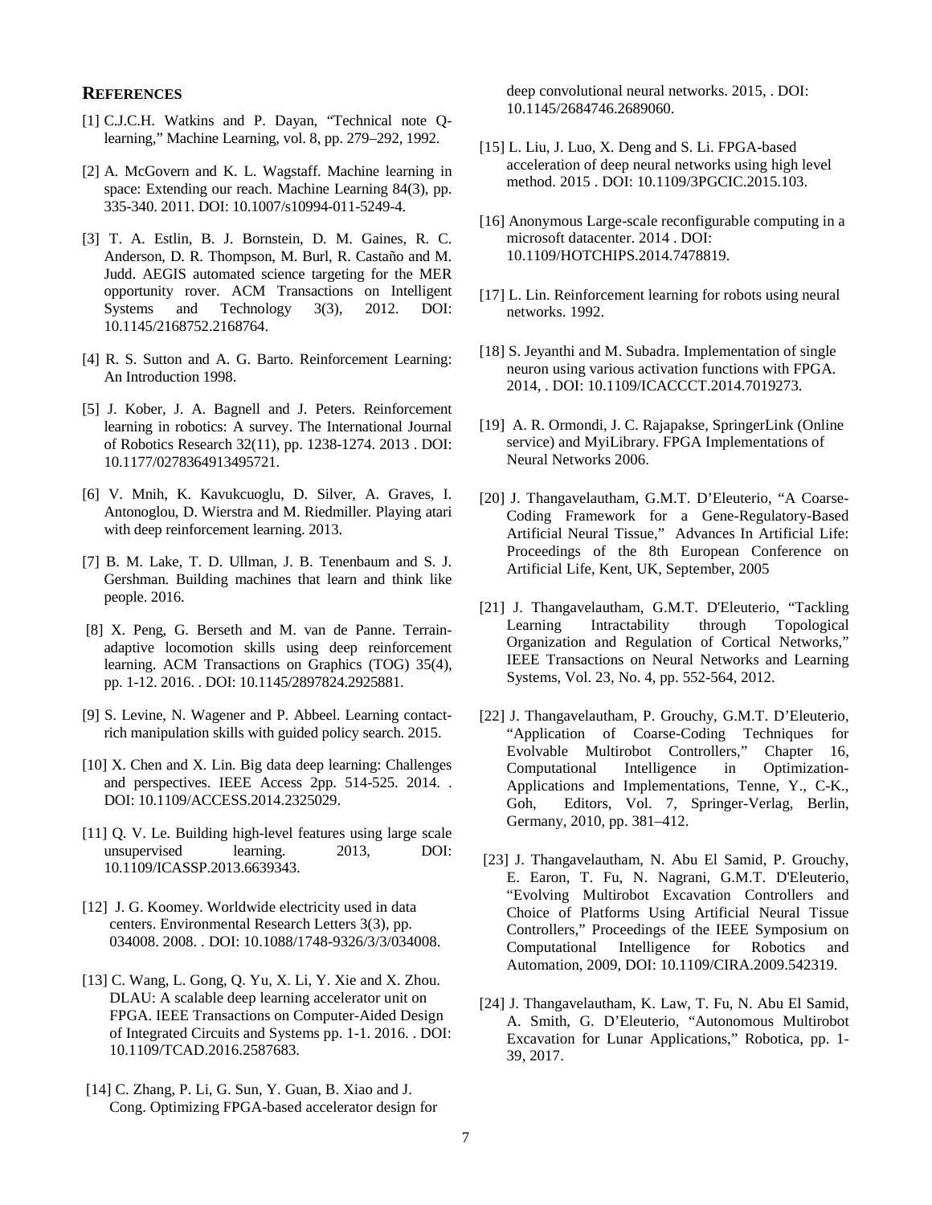## REFERENCES

[1] C.J.C.H. Watkins and P. Dayan, "Technical note Q-learning," Machine Learning, vol. 8, pp. 279–292, 1992.

[2] A. McGovern and K. L. Wagstaff. Machine learning in space: Extending our reach. Machine Learning 84(3), pp. 335-340. 2011. DOI: 10.1007/s10994-011-5249-4.

[3] T. A. Estlin, B. J. Bornstein, D. M. Gaines, R. C. Anderson, D. R. Thompson, M. Burl, R. Castaño and M. Judd. AEGIS automated science targeting for the MER opportunity rover. ACM Transactions on Intelligent Systems and Technology 3(3), 2012. DOI: 10.1145/2168752.2168764.

[4] R. S. Sutton and A. G. Barto. Reinforcement Learning: An Introduction 1998.

[5] J. Kober, J. A. Bagnell and J. Peters. Reinforcement learning in robotics: A survey. The International Journal of Robotics Research 32(11), pp. 1238-1274. 2013 . DOI: 10.1177/0278364913495721.

[6] V. Mnih, K. Kavukcuoglu, D. Silver, A. Graves, I. Antonoglou, D. Wierstra and M. Riedmiller. Playing atari with deep reinforcement learning. 2013.

[7] B. M. Lake, T. D. Ullman, J. B. Tenenbaum and S. J. Gershman. Building machines that learn and think like people. 2016.

[8] X. Peng, G. Berseth and M. van de Panne. Terrain-adaptive locomotion skills using deep reinforcement learning. ACM Transactions on Graphics (TOG) 35(4), pp. 1-12. 2016. . DOI: 10.1145/2897824.2925881.

[9] S. Levine, N. Wagener and P. Abbeel. Learning contact-rich manipulation skills with guided policy search. 2015.

[10] X. Chen and X. Lin. Big data deep learning: Challenges and perspectives. IEEE Access 2pp. 514-525. 2014. . DOI: 10.1109/ACCESS.2014.2325029.

[11] Q. V. Le. Building high-level features using large scale unsupervised learning. 2013, DOI: 10.1109/ICASSP.2013.6639343.

[12] J. G. Koomey. Worldwide electricity used in data centers. Environmental Research Letters 3(3), pp. 034008. 2008. . DOI: 10.1088/1748-9326/3/3/034008.

[13] C. Wang, L. Gong, Q. Yu, X. Li, Y. Xie and X. Zhou. DLAU: A scalable deep learning accelerator unit on FPGA. IEEE Transactions on Computer-Aided Design of Integrated Circuits and Systems pp. 1-1. 2016. . DOI: 10.1109/TCAD.2016.2587683.

[14] C. Zhang, P. Li, G. Sun, Y. Guan, B. Xiao and J. Cong. Optimizing FPGA-based accelerator design for deep convolutional neural networks. 2015, . DOI: 10.1145/2684746.2689060.

[15] L. Liu, J. Luo, X. Deng and S. Li. FPGA-based acceleration of deep neural networks using high level method. 2015 . DOI: 10.1109/3PGCIC.2015.103.

[16] Anonymous Large-scale reconfigurable computing in a microsoft datacenter. 2014 . DOI: 10.1109/HOTCHIPS.2014.7478819.

[17] L. Lin. Reinforcement learning for robots using neural networks. 1992.

[18] S. Jeyanthi and M. Subadra. Implementation of single neuron using various activation functions with FPGA. 2014, . DOI: 10.1109/ICACCCT.2014.7019273.

[19] A. R. Ormondi, J. C. Rajapakse, SpringerLink (Online service) and MyiLibrary. FPGA Implementations of Neural Networks 2006.

[20] J. Thangavelautham, G.M.T. D'Eleuterio, "A Coarse-Coding Framework for a Gene-Regulatory-Based Artificial Neural Tissue," Advances In Artificial Life: Proceedings of the 8th European Conference on Artificial Life, Kent, UK, September, 2005

[21] J. Thangavelautham, G.M.T. D'Eleuterio, "Tackling Learning Intractability through Topological Organization and Regulation of Cortical Networks," IEEE Transactions on Neural Networks and Learning Systems, Vol. 23, No. 4, pp. 552-564, 2012.

[22] J. Thangavelautham, P. Grouchy, G.M.T. D'Eleuterio, "Application of Coarse-Coding Techniques for Evolvable Multirobot Controllers," Chapter 16, Computational Intelligence in Optimization-Applications and Implementations, Tenne, Y., C-K., Goh, Editors, Vol. 7, Springer-Verlag, Berlin, Germany, 2010, pp. 381–412.

[23] J. Thangavelautham, N. Abu El Samid, P. Grouchy, E. Earon, T. Fu, N. Nagrani, G.M.T. D'Eleuterio, "Evolving Multirobot Excavation Controllers and Choice of Platforms Using Artificial Neural Tissue Controllers," Proceedings of the IEEE Symposium on Computational Intelligence for Robotics and Automation, 2009, DOI: 10.1109/CIRA.2009.542319.

[24] J. Thangavelautham, K. Law, T. Fu, N. Abu El Samid, A. Smith, G. D'Eleuterio, "Autonomous Multirobot Excavation for Lunar Applications," Robotica, pp. 1-39, 2017.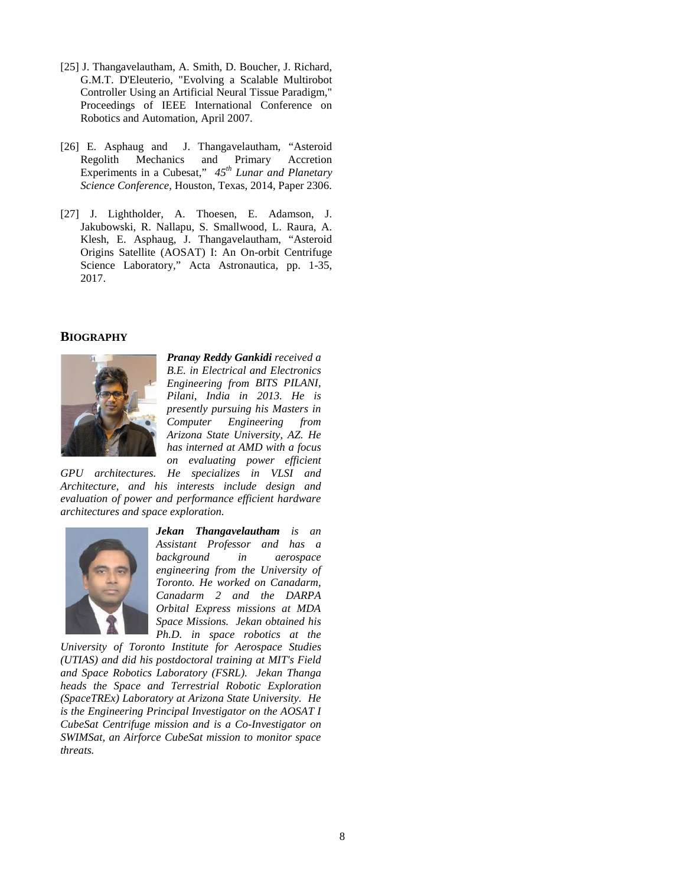[25] J. Thangavelautham, A. Smith, D. Boucher, J. Richard, G.M.T. D'Eleuterio, "Evolving a Scalable Multirobot Controller Using an Artificial Neural Tissue Paradigm," Proceedings of IEEE International Conference on Robotics and Automation, April 2007.

[26] E. Asphaug and J. Thangavelautham, "Asteroid Regolith Mechanics and Primary Accretion Experiments in a Cubesat," *45th Lunar and Planetary Science Conference*, Houston, Texas, 2014, Paper 2306.

[27] J. Lightholder, A. Thoesen, E. Adamson, J. Jakubowski, R. Nallapu, S. Smallwood, L. Raura, A. Klesh, E. Asphaug, J. Thangavelautham, "Asteroid Origins Satellite (AOSAT) I: An On-orbit Centrifuge Science Laboratory," Acta Astronautica, pp. 1-35, 2017.

## BIOGRAPHY

***Pranay Reddy Gankidi*** *received a B.E. in Electrical and Electronics Engineering from BITS PILANI, Pilani, India in 2013. He is presently pursuing his Masters in Computer Engineering from Arizona State University, AZ. He has interned at AMD with a focus on evaluating power efficient GPU architectures. He specializes in VLSI and Architecture, and his interests include design and evaluation of power and performance efficient hardware architectures and space exploration.*

***Jekan Thangavelautham*** *is an Assistant Professor and has a background in aerospace engineering from the University of Toronto. He worked on Canadarm, Canadarm 2 and the DARPA Orbital Express missions at MDA Space Missions. Jekan obtained his Ph.D. in space robotics at the University of Toronto Institute for Aerospace Studies (UTIAS) and did his postdoctoral training at MIT's Field and Space Robotics Laboratory (FSRL). Jekan Thanga heads the Space and Terrestrial Robotic Exploration (SpaceTREx) Laboratory at Arizona State University. He is the Engineering Principal Investigator on the AOSAT I CubeSat Centrifuge mission and is a Co-Investigator on SWIMSat, an Airforce CubeSat mission to monitor space threats.*